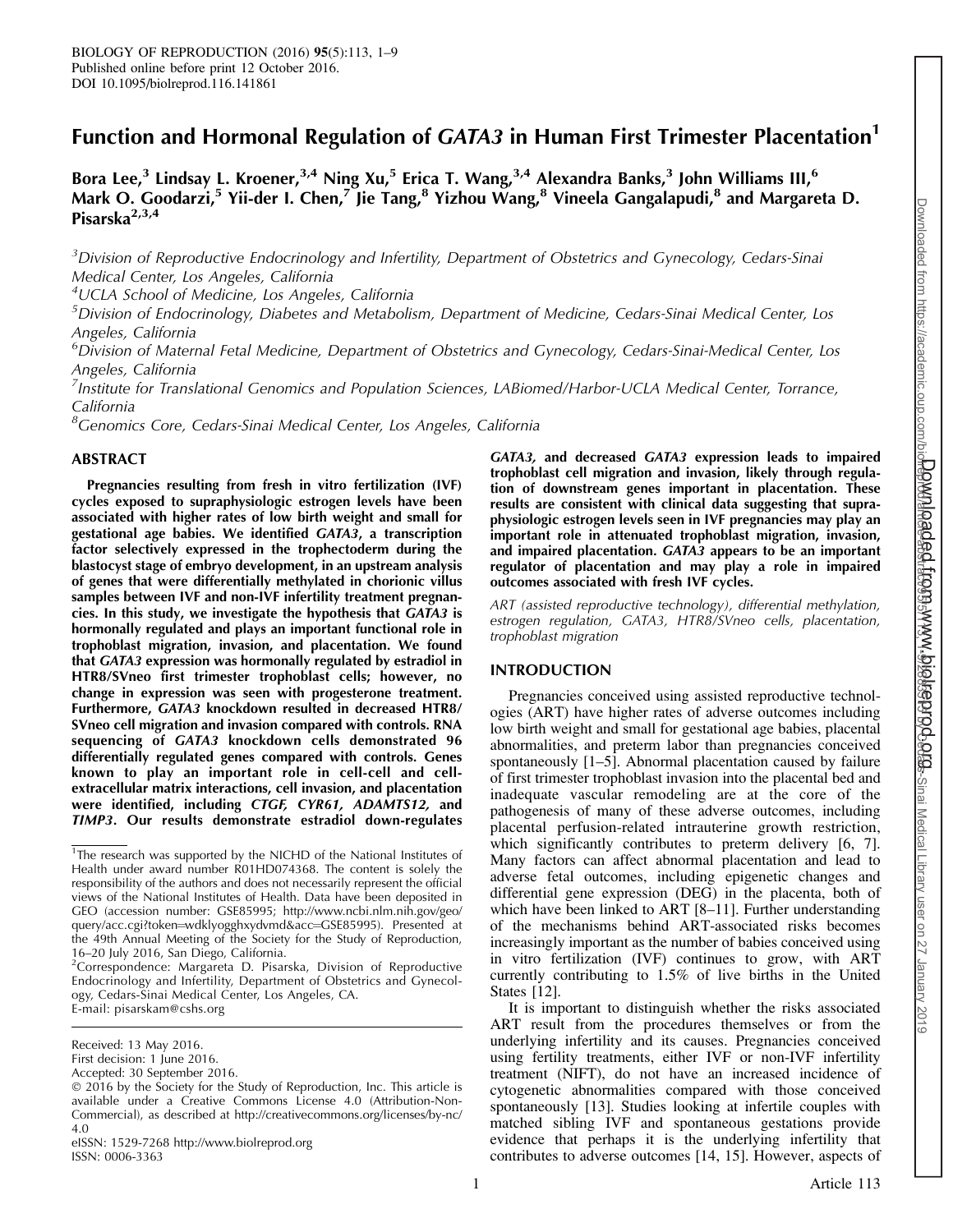# Function and Hormonal Regulation of *GATA3* in Human First Trimester Placentation[1]

Bora Lee,[3] Lindsay L. Kroener,[3,4] Ning Xu,[5] Erica T. Wang,[3,4] Alexandra Banks,[3] John Williams III,[6] Mark O. Goodarzi,[5] Yii-der I. Chen,[7] Jie Tang,[8] Yizhou Wang,[8] Vineela Gangalapudi,[8] and Margareta D. Pisarska[2,3,4]

[3]Division of Reproductive Endocrinology and Infertility, Department of Obstetrics and Gynecology, Cedars-Sinai Medical Center, Los Angeles, California

[4]UCLA School of Medicine, Los Angeles, California

[5]Division of Endocrinology, Diabetes and Metabolism, Department of Medicine, Cedars-Sinai Medical Center, Los Angeles, California

[6]Division of Maternal Fetal Medicine, Department of Obstetrics and Gynecology, Cedars-Sinai-Medical Center, Los Angeles, California

[7]Institute for Translational Genomics and Population Sciences, LABiomed/Harbor-UCLA Medical Center, Torrance, California

[8]Genomics Core, Cedars-Sinai Medical Center, Los Angeles, California

## ABSTRACT

**Pregnancies resulting from fresh in vitro fertilization (IVF) cycles exposed to supraphysiologic estrogen levels have been associated with higher rates of low birth weight and small for gestational age babies. We identified *GATA3*, a transcription factor selectively expressed in the trophectoderm during the blastocyst stage of embryo development, in an upstream analysis of genes that were differentially methylated in chorionic villus samples between IVF and non-IVF infertility treatment pregnancies. In this study, we investigate the hypothesis that *GATA3* is hormonally regulated and plays an important functional role in trophoblast migration, invasion, and placentation. We found that *GATA3* expression was hormonally regulated by estradiol in HTR8/SVneo first trimester trophoblast cells; however, no change in expression was seen with progesterone treatment. Furthermore, *GATA3* knockdown resulted in decreased HTR8/SVneo cell migration and invasion compared with controls. RNA sequencing of *GATA3* knockdown cells demonstrated 96 differentially regulated genes compared with controls. Genes known to play an important role in cell-cell and cell-extracellular matrix interactions, cell invasion, and placentation were identified, including *CTGF, CYR61, ADAMTS12,* and *TIMP3*. Our results demonstrate estradiol down-regulates *GATA3*, and decreased *GATA3* expression leads to impaired trophoblast cell migration and invasion, likely through regulation of downstream genes important in placentation. These results are consistent with clinical data suggesting that supraphysiologic estrogen levels seen in IVF pregnancies may play an important role in attenuated trophoblast migration, invasion, and impaired placentation. *GATA3* appears to be an important regulator of placentation and may play a role in impaired outcomes associated with fresh IVF cycles.**

*ART (assisted reproductive technology), differential methylation, estrogen regulation, GATA3, HTR8/SVneo cells, placentation, trophoblast migration*

## INTRODUCTION

Pregnancies conceived using assisted reproductive technologies (ART) have higher rates of adverse outcomes including low birth weight and small for gestational age babies, placental abnormalities, and preterm labor than pregnancies conceived spontaneously [1–5]. Abnormal placentation caused by failure of first trimester trophoblast invasion into the placental bed and inadequate vascular remodeling are at the core of the pathogenesis of many of these adverse outcomes, including placental perfusion-related intrauterine growth restriction, which significantly contributes to preterm delivery [6, 7]. Many factors can affect abnormal placentation and lead to adverse fetal outcomes, including epigenetic changes and differential gene expression (DEG) in the placenta, both of which have been linked to ART [8–11]. Further understanding of the mechanisms behind ART-associated risks becomes increasingly important as the number of babies conceived using in vitro fertilization (IVF) continues to grow, with ART currently contributing to 1.5% of live births in the United States [12].

It is important to distinguish whether the risks associated ART result from the procedures themselves or from the underlying infertility and its causes. Pregnancies conceived using fertility treatments, either IVF or non-IVF infertility treatment (NIFT), do not have an increased incidence of cytogenetic abnormalities compared with those conceived spontaneously [13]. Studies looking at infertile couples with matched sibling IVF and spontaneous gestations provide evidence that perhaps it is the underlying infertility that contributes to adverse outcomes [14, 15]. However, aspects of

---

[1]The research was supported by the NICHD of the National Institutes of Health under award number R01HD074368. The content is solely the responsibility of the authors and does not necessarily represent the official views of the National Institutes of Health. Data have been deposited in GEO (accession number: GSE85995; http://www.ncbi.nlm.nih.gov/geo/query/acc.cgi?token=wdklyogghxydvmd&acc=GSE85995). Presented at the 49th Annual Meeting of the Society for the Study of Reproduction, 16–20 July 2016, San Diego, California.

[2]Correspondence: Margareta D. Pisarska, Division of Reproductive Endocrinology and Infertility, Department of Obstetrics and Gynecology, Cedars-Sinai Medical Center, Los Angeles, CA. E-mail: pisarskam@cshs.org

Received: 13 May 2016.
First decision: 1 June 2016.
Accepted: 30 September 2016.
© 2016 by the Society for the Study of Reproduction, Inc. This article is available under a Creative Commons License 4.0 (Attribution-Non-Commercial), as described at http://creativecommons.org/licenses/by-nc/4.0
eISSN: 1529-7268 http://www.biolreprod.org
ISSN: 0006-3363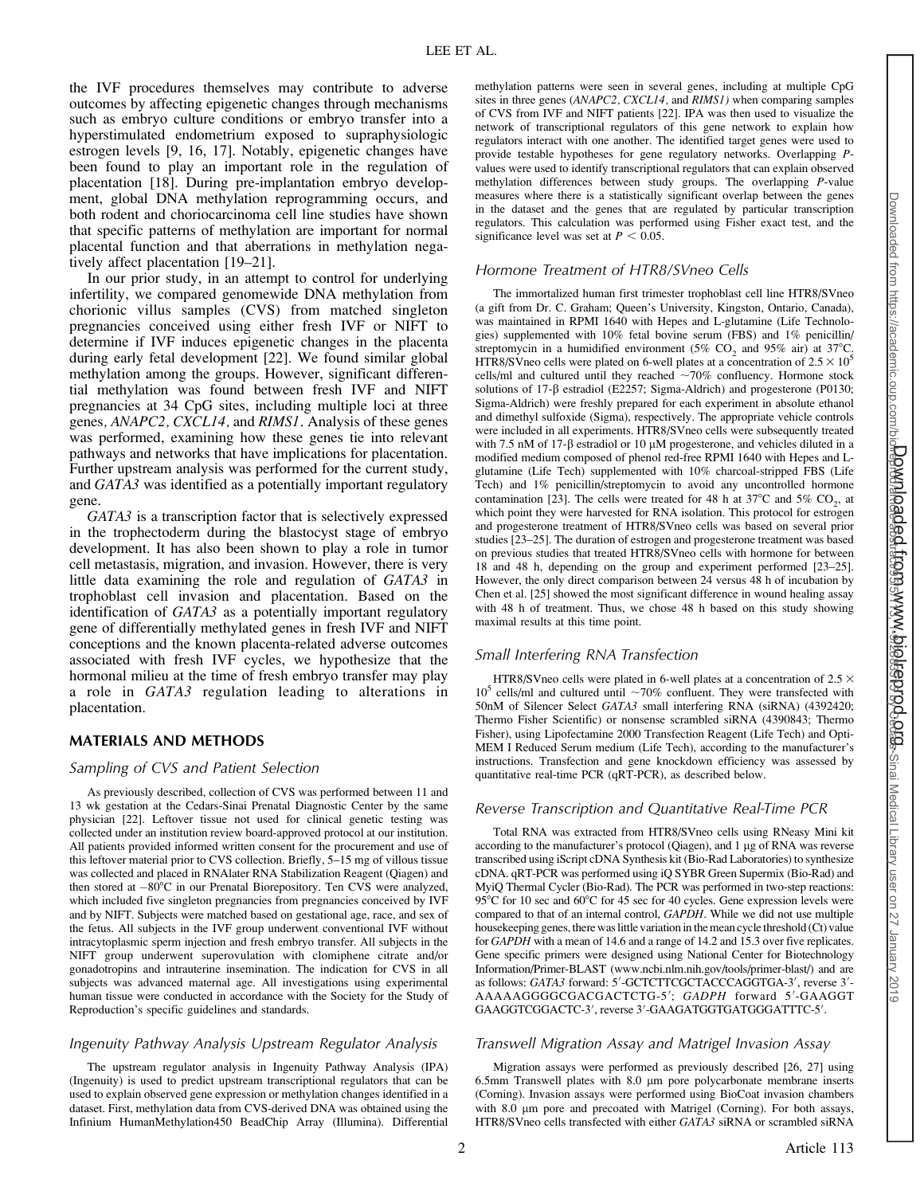the IVF procedures themselves may contribute to adverse outcomes by affecting epigenetic changes through mechanisms such as embryo culture conditions or embryo transfer into a hyperstimulated endometrium exposed to supraphysiologic estrogen levels [9, 16, 17]. Notably, epigenetic changes have been found to play an important role in the regulation of placentation [18]. During pre-implantation embryo development, global DNA methylation reprogramming occurs, and both rodent and choriocarcinoma cell line studies have shown that specific patterns of methylation are important for normal placental function and that aberrations in methylation negatively affect placentation [19–21].

In our prior study, in an attempt to control for underlying infertility, we compared genomewide DNA methylation from chorionic villus samples (CVS) from matched singleton pregnancies conceived using either fresh IVF or NIFT to determine if IVF induces epigenetic changes in the placenta during early fetal development [22]. We found similar global methylation among the groups. However, significant differential methylation was found between fresh IVF and NIFT pregnancies at 34 CpG sites, including multiple loci at three genes, *ANAPC2*, *CXCL14*, and *RIMS1*. Analysis of these genes was performed, examining how these genes tie into relevant pathways and networks that have implications for placentation. Further upstream analysis was performed for the current study, and *GATA3* was identified as a potentially important regulatory gene.

*GATA3* is a transcription factor that is selectively expressed in the trophectoderm during the blastocyst stage of embryo development. It has also been shown to play a role in tumor cell metastasis, migration, and invasion. However, there is very little data examining the role and regulation of *GATA3* in trophoblast cell invasion and placentation. Based on the identification of *GATA3* as a potentially important regulatory gene of differentially methylated genes in fresh IVF and NIFT conceptions and the known placenta-related adverse outcomes associated with fresh IVF cycles, we hypothesize that the hormonal milieu at the time of fresh embryo transfer may play a role in *GATA3* regulation leading to alterations in placentation.

## MATERIALS AND METHODS

### Sampling of CVS and Patient Selection

As previously described, collection of CVS was performed between 11 and 13 wk gestation at the Cedars-Sinai Prenatal Diagnostic Center by the same physician [22]. Leftover tissue not used for clinical genetic testing was collected under an institution review board-approved protocol at our institution. All patients provided informed written consent for the procurement and use of this leftover material prior to CVS collection. Briefly, 5–15 mg of villous tissue was collected and placed in RNAlater RNA Stabilization Reagent (Qiagen) and then stored at −80°C in our Prenatal Biorepository. Ten CVS were analyzed, which included five singleton pregnancies from pregnancies conceived by IVF and by NIFT. Subjects were matched based on gestational age, race, and sex of the fetus. All subjects in the IVF group underwent conventional IVF without intracytoplasmic sperm injection and fresh embryo transfer. All subjects in the NIFT group underwent superovulation with clomiphene citrate and/or gonadotropins and intrauterine insemination. The indication for CVS in all subjects was advanced maternal age. All investigations using experimental human tissue were conducted in accordance with the Society for the Study of Reproduction's specific guidelines and standards.

### Ingenuity Pathway Analysis Upstream Regulator Analysis

The upstream regulator analysis in Ingenuity Pathway Analysis (IPA) (Ingenuity) is used to predict upstream transcriptional regulators that can be used to explain observed gene expression or methylation changes identified in a dataset. First, methylation data from CVS-derived DNA was obtained using the Infinium HumanMethylation450 BeadChip Array (Illumina). Differential methylation patterns were seen in several genes, including at multiple CpG sites in three genes (*ANAPC2*, *CXCL14*, and *RIMS1*) when comparing samples of CVS from IVF and NIFT patients [22]. IPA was then used to visualize the network of transcriptional regulators of this gene network to explain how regulators interact with one another. The identified target genes were used to provide testable hypotheses for gene regulatory networks. Overlapping *P*-values were used to identify transcriptional regulators that can explain observed methylation differences between study groups. The overlapping *P*-value measures where there is a statistically significant overlap between the genes in the dataset and the genes that are regulated by particular transcription regulators. This calculation was performed using Fisher exact test, and the significance level was set at $P < 0.05$.

### Hormone Treatment of HTR8/SVneo Cells

The immortalized human first trimester trophoblast cell line HTR8/SVneo (a gift from Dr. C. Graham; Queen's University, Kingston, Ontario, Canada), was maintained in RPMI 1640 with Hepes and L-glutamine (Life Technologies) supplemented with 10% fetal bovine serum (FBS) and 1% penicillin/streptomycin in a humidified environment (5% $CO_2$ and 95% air) at 37°C. HTR8/SVneo cells were plated on 6-well plates at a concentration of $2.5 \times 10^5$ cells/ml and cultured until they reached ~70% confluency. Hormone stock solutions of 17-β estradiol (E2257; Sigma-Aldrich) and progesterone (P0130; Sigma-Aldrich) were freshly prepared for each experiment in absolute ethanol and dimethyl sulfoxide (Sigma), respectively. The appropriate vehicle controls were included in all experiments. HTR8/SVneo cells were subsequently treated with 7.5 nM of 17-β estradiol or 10 μM progesterone, and vehicles diluted in a modified medium composed of phenol red-free RPMI 1640 with Hepes and L-glutamine (Life Tech) supplemented with 10% charcoal-stripped FBS (Life Tech) and 1% penicillin/streptomycin to avoid any uncontrolled hormone contamination [23]. The cells were treated for 48 h at 37°C and 5% $CO_2$, at which point they were harvested for RNA isolation. This protocol for estrogen and progesterone treatment of HTR8/SVneo cells was based on several prior studies [23–25]. The duration of estrogen and progesterone treatment was based on previous studies that treated HTR8/SVneo cells with hormone for between 18 and 48 h, depending on the group and experiment performed [23–25]. However, the only direct comparison between 24 versus 48 h of incubation by Chen et al. [25] showed the most significant difference in wound healing assay with 48 h of treatment. Thus, we chose 48 h based on this study showing maximal results at this time point.

### Small Interfering RNA Transfection

HTR8/SVneo cells were plated in 6-well plates at a concentration of $2.5 \times 10^5$ cells/ml and cultured until ~70% confluent. They were transfected with 50nM of Silencer Select *GATA3* small interfering RNA (siRNA) (4392420; Thermo Fisher Scientific) or nonsense scrambled siRNA (4390843; Thermo Fisher), using Lipofectamine 2000 Transfection Reagent (Life Tech) and Opti-MEM I Reduced Serum medium (Life Tech), according to the manufacturer's instructions. Transfection and gene knockdown efficiency was assessed by quantitative real-time PCR (qRT-PCR), as described below.

### Reverse Transcription and Quantitative Real-Time PCR

Total RNA was extracted from HTR8/SVneo cells using RNeasy Mini kit according to the manufacturer's protocol (Qiagen), and 1 μg of RNA was reverse transcribed using iScript cDNA Synthesis kit (Bio-Rad Laboratories) to synthesize cDNA. qRT-PCR was performed using iQ SYBR Green Supermix (Bio-Rad) and MyiQ Thermal Cycler (Bio-Rad). The PCR was performed in two-step reactions: 95°C for 10 sec and 60°C for 45 sec for 40 cycles. Gene expression levels were compared to that of an internal control, *GAPDH*. While we did not use multiple housekeeping genes, there was little variation in the mean cycle threshold (Ct) value for *GAPDH* with a mean of 14.6 and a range of 14.2 and 15.3 over five replicates. Gene specific primers were designed using National Center for Biotechnology Information/Primer-BLAST (www.ncbi.nlm.nih.gov/tools/primer-blast/) and are as follows: *GATA3* forward: 5′-GCTCTTCGCTACCCAGGTGA-3′, reverse 3′-AAAAAGGGGCGACGACTCTG-5′; *GADPH* forward 5′-GAAGGTGAAGGTCGGACTC-3′, reverse 3′-GAAGATGGTGATGGGATTTC-5′.

### Transwell Migration Assay and Matrigel Invasion Assay

Migration assays were performed as previously described [26, 27] using 6.5mm Transwell plates with 8.0 μm pore polycarbonate membrane inserts (Corning). Invasion assays were performed using BioCoat invasion chambers with 8.0 μm pore and precoated with Matrigel (Corning). For both assays, HTR8/SVneo cells transfected with either *GATA3* siRNA or scrambled siRNA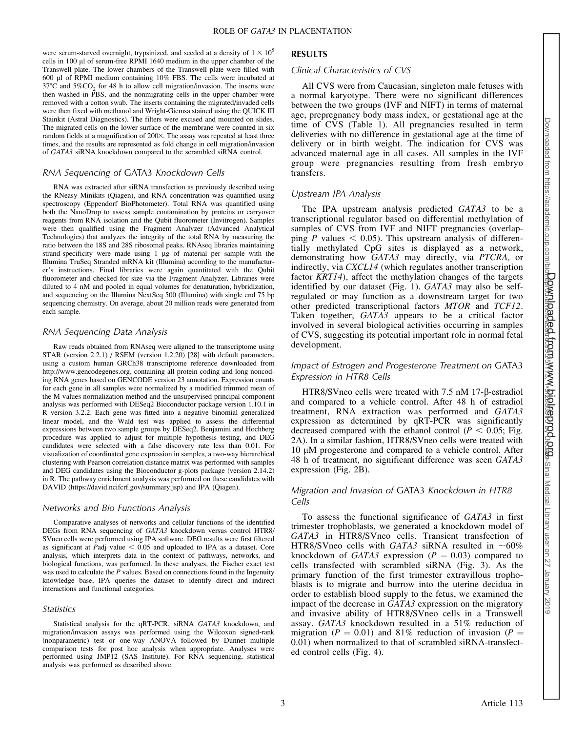were serum-starved overnight, trypsinized, and seeded at a density of $1 \times 10^5$ cells in 100 μl of serum-free RPMI 1640 medium in the upper chamber of the Transwell plate. The lower chambers of the Transwell plate were filled with 600 μl of RPMI medium containing 10% FBS. The cells were incubated at 37°C and 5%$CO_2$ for 48 h to allow cell migration/invasion. The inserts were then washed in PBS, and the nonmigrating cells in the upper chamber were removed with a cotton swab. The inserts containing the migrated/invaded cells were then fixed with methanol and Wright-Giemsa stained using the QUICK III Stainkit (Astral Diagnostics). The filters were excised and mounted on slides. The migrated cells on the lower surface of the membrane were counted in six random fields at a magnification of 200×. The assay was repeated at least three times, and the results are represented as fold change in cell migration/invasion of *GATA3* siRNA knockdown compared to the scrambled siRNA control.

### *RNA Sequencing of* GATA3 *Knockdown Cells*

RNA was extracted after siRNA transfection as previously described using the RNeasy Minikits (Qiagen), and RNA concentration was quantified using spectroscopy (Eppendorf BioPhotometer). Total RNA was quantified using both the NanoDrop to assess sample contamination by proteins or carryover reagents from RNA isolation and the Qubit fluorometer (Invitrogen). Samples were then qualified using the Fragment Analyzer (Advanced Analytical Technologies) that analyzes the integrity of the total RNA by measuring the ratio between the 18S and 28S ribosomal peaks. RNAseq libraries maintaining strand-specificity were made using 1 μg of material per sample with the Illumina TruSeq Stranded mRNA kit (Illumina) according to the manufacturer's instructions. Final libraries were again quantitated with the Qubit fluorometer and checked for size via the Fragment Analyzer. Libraries were diluted to 4 nM and pooled in equal volumes for denaturation, hybridization, and sequencing on the Illumina NextSeq 500 (Illumina) with single end 75 bp sequencing chemistry. On average, about 20 million reads were generated from each sample.

### *RNA Sequencing Data Analysis*

Raw reads obtained from RNAseq were aligned to the transcriptome using STAR (version 2.2.1) / RSEM (version 1.2.20) [28] with default parameters, using a custom human GRCh38 transcriptome reference downloaded from http://www.gencodegenes.org, containing all protein coding and long noncoding RNA genes based on GENCODE version 23 annotation. Expression counts for each gene in all samples were normalized by a modified trimmed mean of the M-values normalization method and the unsupervised principal component analysis was performed with DESeq2 Bioconductor package version 1.10.1 in R version 3.2.2. Each gene was fitted into a negative binomial generalized linear model, and the Wald test was applied to assess the differential expressions between two sample groups by DESeq2. Benjamini and Hochberg procedure was applied to adjust for multiple hypothesis testing, and DEG candidates were selected with a false discovery rate less than 0.01. For visualization of coordinated gene expression in samples, a two-way hierarchical clustering with Pearson correlation distance matrix was performed with samples and DEG candidates using the Bioconductor g-plots package (version 2.14.2) in R. The pathway enrichment analysis was performed on these candidates with DAVID (https://david.ncifcrf.gov/summary.jsp) and IPA (Qiagen).

### *Networks and Bio Functions Analysis*

Comparative analyses of networks and cellular functions of the identified DEGs from RNA sequencing of *GATA3* knockdown versus control HTR8/SVneo cells were performed using IPA software. DEG results were first filtered as significant at *P*adj value < 0.05 and uploaded to IPA as a dataset. Core analysis, which interprets data in the context of pathways, networks, and biological functions, was performed. In these analyses, the Fischer exact test was used to calculate the *P* values. Based on connections found in the Ingenuity knowledge base, IPA queries the dataset to identify direct and indirect interactions and functional categories.

### *Statistics*

Statistical analysis for the qRT-PCR, siRNA *GATA3* knockdown, and migration/invasion assays was performed using the Wilcoxon signed-rank (nonparametric) test or one-way ANOVA followed by Dunnet multiple comparison tests for post hoc analysis when appropriate. Analyses were performed using JMP12 (SAS Institute). For RNA sequencing, statistical analysis was performed as described above.

## RESULTS

### *Clinical Characteristics of CVS*

All CVS were from Caucasian, singleton male fetuses with a normal karyotype. There were no significant differences between the two groups (IVF and NIFT) in terms of maternal age, prepregnancy body mass index, or gestational age at the time of CVS (Table 1). All pregnancies resulted in term deliveries with no difference in gestational age at the time of delivery or in birth weight. The indication for CVS was advanced maternal age in all cases. All samples in the IVF group were pregnancies resulting from fresh embryo transfers.

### *Upstream IPA Analysis*

The IPA upstream analysis predicted *GATA3* to be a transcriptional regulator based on differential methylation of samples of CVS from IVF and NIFT pregnancies (overlapping *P* values < 0.05). This upstream analysis of differentially methylated CpG sites is displayed as a network, demonstrating how *GATA3* may directly, via *PTCRA*, or indirectly, via *CXCL14* (which regulates another transcription factor *KRT14*), affect the methylation changes of the targets identified by our dataset (Fig. 1). *GATA3* may also be self-regulated or may function as a downstream target for two other predicted transcriptional factors *MTOR* and *TCF12*. Taken together, *GATA3* appears to be a critical factor involved in several biological activities occurring in samples of CVS, suggesting its potential important role in normal fetal development.

### *Impact of Estrogen and Progesterone Treatment on* GATA3 *Expression in HTR8 Cells*

HTR8/SVneo cells were treated with 7.5 nM 17-β-estradiol and compared to a vehicle control. After 48 h of estradiol treatment, RNA extraction was performed and *GATA3* expression as determined by qRT-PCR was significantly decreased compared with the ethanol control ($P < 0.05$; Fig. 2A). In a similar fashion, HTR8/SVneo cells were treated with 10 μM progesterone and compared to a vehicle control. After 48 h of treatment, no significant difference was seen *GATA3* expression (Fig. 2B).

### *Migration and Invasion of* GATA3 *Knockdown in HTR8 Cells*

To assess the functional significance of *GATA3* in first trimester trophoblasts, we generated a knockdown model of *GATA3* in HTR8/SVneo cells. Transient transfection of HTR8/SVneo cells with *GATA3* siRNA resulted in ~60% knockdown of *GATA3* expression ($P = 0.03$) compared to cells transfected with scrambled siRNA (Fig. 3). As the primary function of the first trimester extravillous trophoblasts is to migrate and burrow into the uterine decidua in order to establish blood supply to the fetus, we examined the impact of the decrease in *GATA3* expression on the migratory and invasive ability of HTR8/SVneo cells in a Transwell assay. *GATA3* knockdown resulted in a 51% reduction of migration ($P = 0.01$) and 81% reduction of invasion ($P = 0.01$) when normalized to that of scrambled siRNA-transfected control cells (Fig. 4).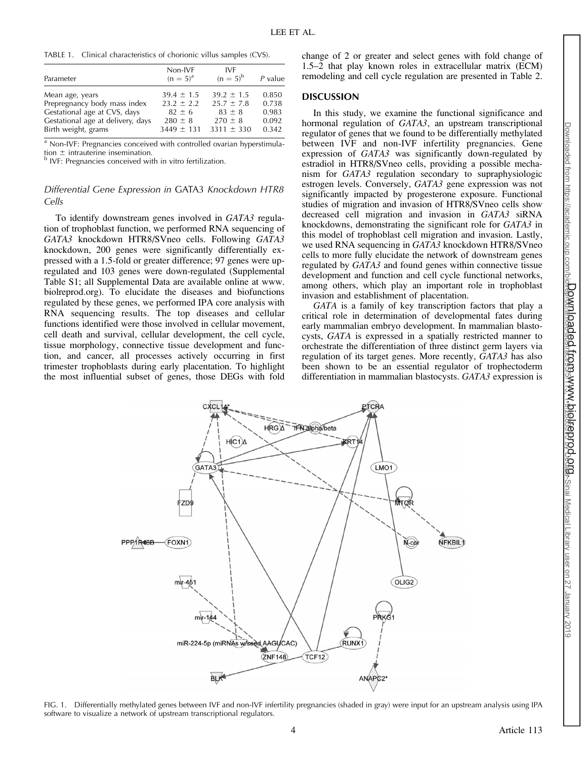TABLE 1. Clinical characteristics of chorionic villus samples (CVS).

| Parameter | Non-IVF (n = 5)[a] | IVF (n = 5)[b] | P value |
|---|---|---|---|
| Mean age, years | 39.4 ± 1.5 | 39.2 ± 1.5 | 0.850 |
| Prepregnancy body mass index | 23.2 ± 2.2 | 25.7 ± 7.8 | 0.738 |
| Gestational age at CVS, days | 82 ± 6 | 83 ± 8 | 0.983 |
| Gestational age at delivery, days | 280 ± 8 | 270 ± 8 | 0.092 |
| Birth weight, grams | 3449 ± 131 | 3311 ± 330 | 0.342 |

[a] Non-IVF: Pregnancies conceived with controlled ovarian hyperstimulation ± intrauterine insemination.
[b] IVF: Pregnancies conceived with in vitro fertilization.

### Differential Gene Expression in *GATA3* Knockdown HTR8 Cells

To identify downstream genes involved in *GATA3* regulation of trophoblast function, we performed RNA sequencing of *GATA3* knockdown HTR8/SVneo cells. Following *GATA3* knockdown, 200 genes were significantly differentially expressed with a 1.5-fold or greater difference; 97 genes were upregulated and 103 genes were down-regulated (Supplemental Table S1; all Supplemental Data are available online at www.biolreprod.org). To elucidate the diseases and biofunctions regulated by these genes, we performed IPA core analysis with RNA sequencing results. The top diseases and cellular functions identified were those involved in cellular movement, cell death and survival, cellular development, the cell cycle, tissue morphology, connective tissue development and function, and cancer, all processes actively occurring in first trimester trophoblasts during early placentation. To highlight the most influential subset of genes, those DEGs with fold change of 2 or greater and select genes with fold change of 1.5–2 that play known roles in extracellular matrix (ECM) remodeling and cell cycle regulation are presented in Table 2.

## DISCUSSION

In this study, we examine the functional significance and hormonal regulation of *GATA3*, an upstream transcriptional regulator of genes that we found to be differentially methylated between IVF and non-IVF infertility pregnancies. Gene expression of *GATA3* was significantly down-regulated by estradiol in HTR8/SVneo cells, providing a possible mechanism for *GATA3* regulation secondary to supraphysiologic estrogen levels. Conversely, *GATA3* gene expression was not significantly impacted by progesterone exposure. Functional studies of migration and invasion of HTR8/SVneo cells show decreased cell migration and invasion in *GATA3* siRNA knockdowns, demonstrating the significant role for *GATA3* in this model of trophoblast cell migration and invasion. Lastly, we used RNA sequencing in *GATA3* knockdown HTR8/SVneo cells to more fully elucidate the network of downstream genes regulated by *GATA3* and found genes within connective tissue development and function and cell cycle functional networks, among others, which play an important role in trophoblast invasion and establishment of placentation.

*GATA* is a family of key transcription factors that play a critical role in determination of developmental fates during early mammalian embryo development. In mammalian blastocysts, *GATA* is expressed in a spatially restricted manner to orchestrate the differentiation of three distinct germ layers via regulation of its target genes. More recently, *GATA3* has also been shown to be an essential regulator of trophectoderm differentiation in mammalian blastocysts. *GATA3* expression is

FIG. 1. Differentially methylated genes between IVF and non-IVF infertility pregnancies (shaded in gray) were input for an upstream analysis using IPA software to visualize a network of upstream transcriptional regulators.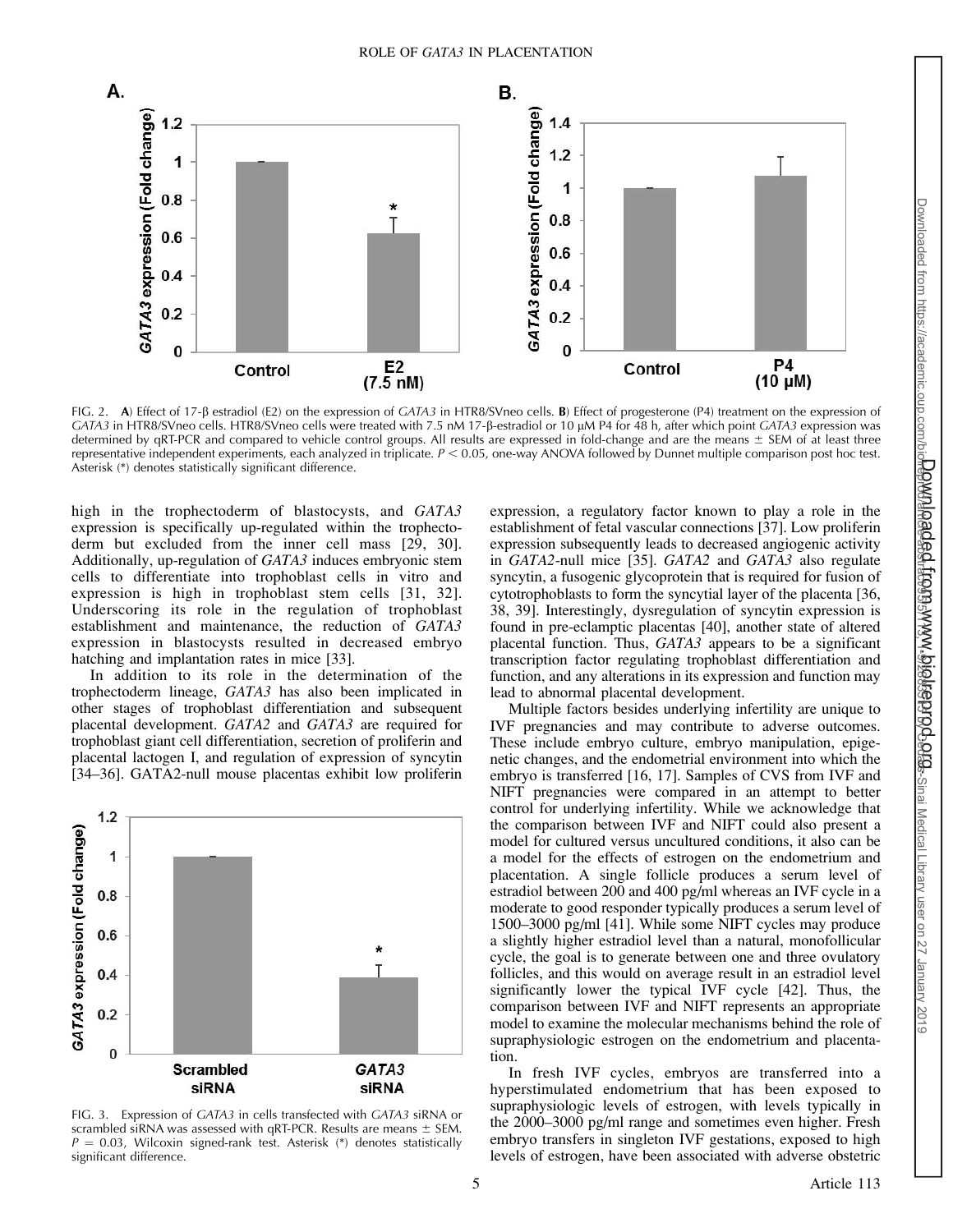FIG. 2. **A**) Effect of 17-β estradiol (E2) on the expression of *GATA3* in HTR8/SVneo cells. **B**) Effect of progesterone (P4) treatment on the expression of *GATA3* in HTR8/SVneo cells. HTR8/SVneo cells were treated with 7.5 nM 17-β-estradiol or 10 μM P4 for 48 h, after which point *GATA3* expression was determined by qRT-PCR and compared to vehicle control groups. All results are expressed in fold-change and are the means ± SEM of at least three representative independent experiments, each analyzed in triplicate. $P < 0.05$, one-way ANOVA followed by Dunnet multiple comparison post hoc test. Asterisk (*) denotes statistically significant difference.

FIG. 3. Expression of *GATA3* in cells transfected with *GATA3* siRNA or scrambled siRNA was assessed with qRT-PCR. Results are means ± SEM. $P = 0.03$, Wilcoxin signed-rank test. Asterisk (*) denotes statistically significant difference.

high in the trophectoderm of blastocysts, and *GATA3* expression is specifically up-regulated within the trophectoderm but excluded from the inner cell mass [29, 30]. Additionally, up-regulation of *GATA3* induces embryonic stem cells to differentiate into trophoblast cells in vitro and expression is high in trophoblast stem cells [31, 32]. Underscoring its role in the regulation of trophoblast establishment and maintenance, the reduction of *GATA3* expression in blastocysts resulted in decreased embryo hatching and implantation rates in mice [33].

In addition to its role in the determination of the trophectoderm lineage, *GATA3* has also been implicated in other stages of trophoblast differentiation and subsequent placental development. *GATA2* and *GATA3* are required for trophoblast giant cell differentiation, secretion of proliferin and placental lactogen I, and regulation of expression of syncytin [34–36]. GATA2-null mouse placentas exhibit low proliferin expression, a regulatory factor known to play a role in the establishment of fetal vascular connections [37]. Low proliferin expression subsequently leads to decreased angiogenic activity in *GATA2*-null mice [35]. *GATA2* and *GATA3* also regulate syncytin, a fusogenic glycoprotein that is required for fusion of cytotrophoblasts to form the syncytial layer of the placenta [36, 38, 39]. Interestingly, dysregulation of syncytin expression is found in pre-eclamptic placentas [40], another state of altered placental function. Thus, *GATA3* appears to be a significant transcription factor regulating trophoblast differentiation and function, and any alterations in its expression and function may lead to abnormal placental development.

Multiple factors besides underlying infertility are unique to IVF pregnancies and may contribute to adverse outcomes. These include embryo culture, embryo manipulation, epigenetic changes, and the endometrial environment into which the embryo is transferred [16, 17]. Samples of CVS from IVF and NIFT pregnancies were compared in an attempt to better control for underlying infertility. While we acknowledge that the comparison between IVF and NIFT could also present a model for cultured versus uncultured conditions, it also can be a model for the effects of estrogen on the endometrium and placentation. A single follicle produces a serum level of estradiol between 200 and 400 pg/ml whereas an IVF cycle in a moderate to good responder typically produces a serum level of 1500–3000 pg/ml [41]. While some NIFT cycles may produce a slightly higher estradiol level than a natural, monofollicular cycle, the goal is to generate between one and three ovulatory follicles, and this would on average result in an estradiol level significantly lower the typical IVF cycle [42]. Thus, the comparison between IVF and NIFT represents an appropriate model to examine the molecular mechanisms behind the role of supraphysiologic estrogen on the endometrium and placentation.

In fresh IVF cycles, embryos are transferred into a hyperstimulated endometrium that has been exposed to supraphysiologic levels of estrogen, with levels typically in the 2000–3000 pg/ml range and sometimes even higher. Fresh embryo transfers in singleton IVF gestations, exposed to high levels of estrogen, have been associated with adverse obstetric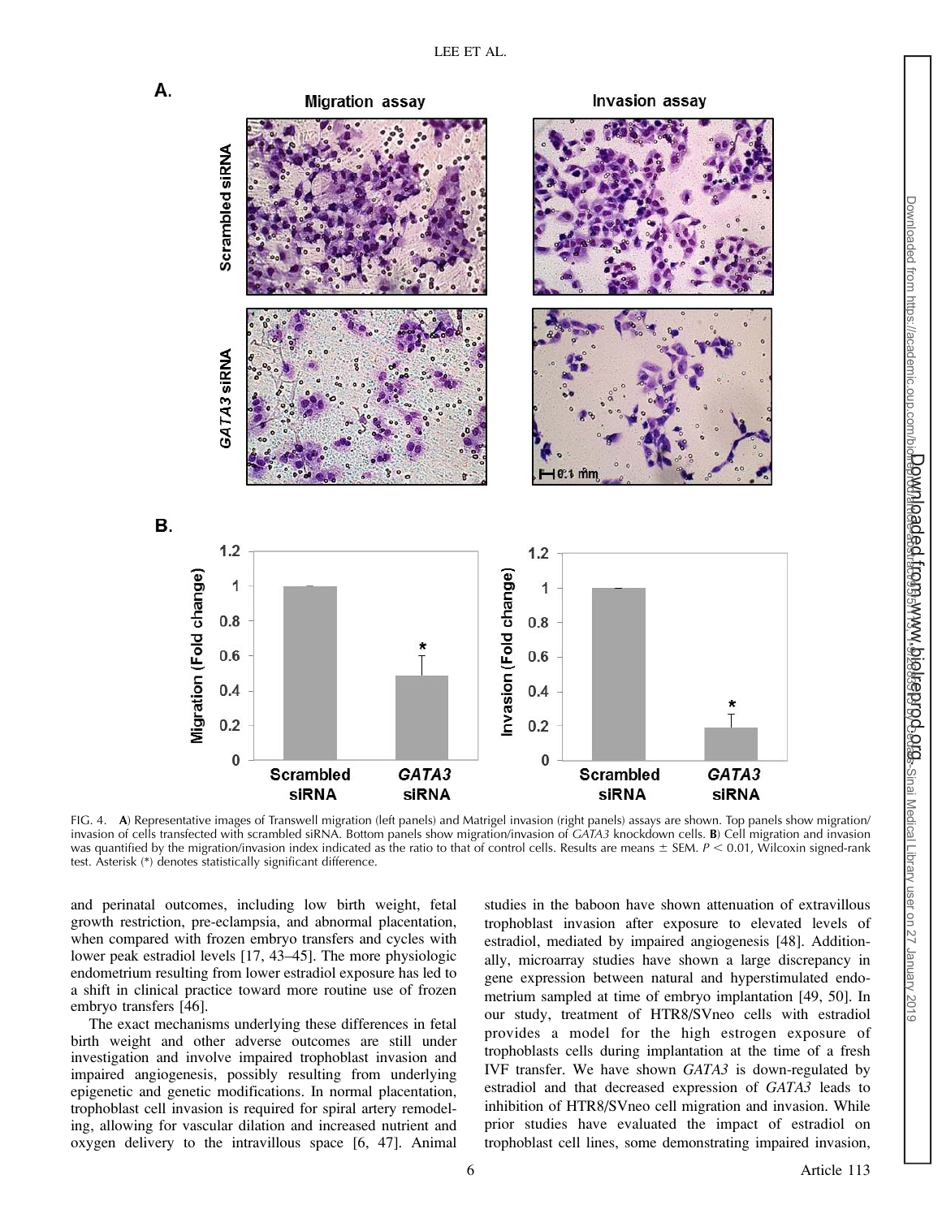FIG. 4. **A**) Representative images of Transwell migration (left panels) and Matrigel invasion (right panels) assays are shown. Top panels show migration/invasion of cells transfected with scrambled siRNA. Bottom panels show migration/invasion of *GATA3* knockdown cells. **B**) Cell migration and invasion was quantified by the migration/invasion index indicated as the ratio to that of control cells. Results are means ± SEM. $P < 0.01$, Wilcoxin signed-rank test. Asterisk (*) denotes statistically significant difference.

and perinatal outcomes, including low birth weight, fetal growth restriction, pre-eclampsia, and abnormal placentation, when compared with frozen embryo transfers and cycles with lower peak estradiol levels [17, 43–45]. The more physiologic endometrium resulting from lower estradiol exposure has led to a shift in clinical practice toward more routine use of frozen embryo transfers [46].

The exact mechanisms underlying these differences in fetal birth weight and other adverse outcomes are still under investigation and involve impaired trophoblast invasion and impaired angiogenesis, possibly resulting from underlying epigenetic and genetic modifications. In normal placentation, trophoblast cell invasion is required for spiral artery remodeling, allowing for vascular dilation and increased nutrient and oxygen delivery to the intravillous space [6, 47]. Animal studies in the baboon have shown attenuation of extravillous trophoblast invasion after exposure to elevated levels of estradiol, mediated by impaired angiogenesis [48]. Additionally, microarray studies have shown a large discrepancy in gene expression between natural and hyperstimulated endometrium sampled at time of embryo implantation [49, 50]. In our study, treatment of HTR8/SVneo cells with estradiol provides a model for the high estrogen exposure of trophoblasts cells during implantation at the time of a fresh IVF transfer. We have shown *GATA3* is down-regulated by estradiol and that decreased expression of *GATA3* leads to inhibition of HTR8/SVneo cell migration and invasion. While prior studies have evaluated the impact of estradiol on trophoblast cell lines, some demonstrating impaired invasion,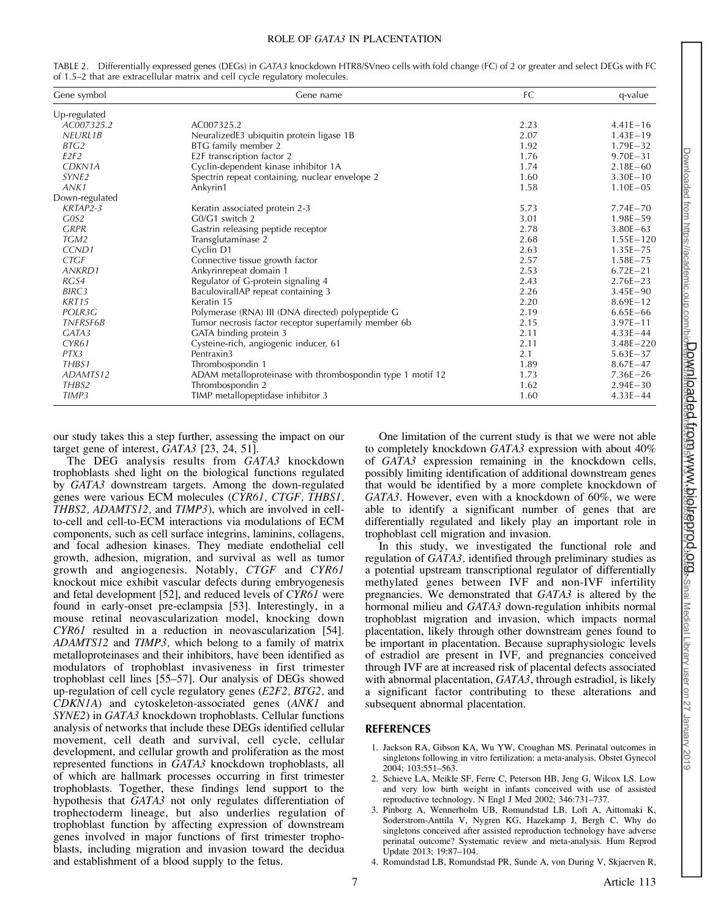TABLE 2. Differentially expressed genes (DEGs) in *GATA3* knockdown HTR8/SVneo cells with fold change (FC) of 2 or greater and select DEGs with FC of 1.5–2 that are extracellular matrix and cell cycle regulatory molecules.

| Gene symbol | Gene name | FC | q-value |
|---|---|---|---|
| Up-regulated | | | |
| *AC007325.2* | AC007325.2 | 2.23 | 4.41E−16 |
| *NEURL1B* | NeuralizedE3 ubiquitin protein ligase 1B | 2.07 | 1.43E−19 |
| *BTG2* | BTG family member 2 | 1.92 | 1.79E−32 |
| *E2F2* | E2F transcription factor 2 | 1.76 | 9.70E−31 |
| *CDKN1A* | Cyclin-dependent kinase inhibitor 1A | 1.74 | 2.18E−60 |
| *SYNE2* | Spectrin repeat containing, nuclear envelope 2 | 1.60 | 3.30E−10 |
| *ANK1* | Ankyrin1 | 1.58 | 1.10E−05 |
| Down-regulated | | | |
| *KRTAP2-3* | Keratin associated protein 2-3 | 5.73 | 7.74E−70 |
| *G0S2* | G0/G1 switch 2 | 3.01 | 1.98E−59 |
| *GRPR* | Gastrin releasing peptide receptor | 2.78 | 3.80E−63 |
| *TGM2* | Transglutaminase 2 | 2.68 | 1.55E−120 |
| *CCND1* | Cyclin D1 | 2.63 | 1.35E−75 |
| *CTGF* | Connective tissue growth factor | 2.57 | 1.58E−75 |
| *ANKRD1* | Ankyrinrepeat domain 1 | 2.53 | 6.72E−21 |
| *RGS4* | Regulator of G-protein signaling 4 | 2.43 | 2.76E−23 |
| *BIRC3* | BaculoviralIAP repeat containing 3 | 2.26 | 3.45E−90 |
| *KRT15* | Keratin 15 | 2.20 | 8.69E−12 |
| *POLR3G* | Polymerase (RNA) III (DNA directed) polypeptide G | 2.19 | 6.65E−66 |
| *TNFRSF6B* | Tumor necrosis factor receptor superfamily member 6b | 2.15 | 3.97E−11 |
| *GATA3* | GATA binding protein 3 | 2.11 | 4.33E−44 |
| *CYR61* | Cysteine-rich, angiogenic inducer, 61 | 2.11 | 3.48E−220 |
| *PTX3* | Pentraxin3 | 2.1 | 5.63E−37 |
| *THBS1* | Thrombospondin 1 | 1.89 | 8.67E−47 |
| *ADAMTS12* | ADAM metalloproteinase with thrombospondin type 1 motif 12 | 1.73 | 7.36E−26 |
| *THBS2* | Thrombospondin 2 | 1.62 | 2.94E−30 |
| *TIMP3* | TIMP metallopeptidase inhibitor 3 | 1.60 | 4.33E−44 |

our study takes this a step further, assessing the impact on our target gene of interest, *GATA3* [23, 24, 51].

The DEG analysis results from *GATA3* knockdown trophoblasts shed light on the biological functions regulated by *GATA3* downstream targets. Among the down-regulated genes were various ECM molecules (*CYR61, CTGF, THBS1, THBS2, ADAMTS12,* and *TIMP3*), which are involved in cell-to-cell and cell-to-ECM interactions via modulations of ECM components, such as cell surface integrins, laminins, collagens, and focal adhesion kinases. They mediate endothelial cell growth, adhesion, migration, and survival as well as tumor growth and angiogenesis. Notably, *CTGF* and *CYR61* knockout mice exhibit vascular defects during embryogenesis and fetal development [52], and reduced levels of *CYR61* were found in early-onset pre-eclampsia [53]. Interestingly, in a mouse retinal neovascularization model, knocking down *CYR61* resulted in a reduction in neovascularization [54]. *ADAMTS12* and *TIMP3,* which belong to a family of matrix metalloproteinases and their inhibitors, have been identified as modulators of trophoblast invasiveness in first trimester trophoblast cell lines [55–57]. Our analysis of DEGs showed up-regulation of cell cycle regulatory genes (*E2F2, BTG2,* and *CDKN1A*) and cytoskeleton-associated genes (*ANK1* and *SYNE2*) in *GATA3* knockdown trophoblasts. Cellular functions analysis of networks that include these DEGs identified cellular movement, cell death and survival, cell cycle, cellular development, and cellular growth and proliferation as the most represented functions in *GATA3* knockdown trophoblasts, all of which are hallmark processes occurring in first trimester trophoblasts. Together, these findings lend support to the hypothesis that *GATA3* not only regulates differentiation of trophectoderm lineage, but also underlies regulation of trophoblast function by affecting expression of downstream genes involved in major functions of first trimester trophoblasts, including migration and invasion toward the decidua and establishment of a blood supply to the fetus.

One limitation of the current study is that we were not able to completely knockdown *GATA3* expression with about 40% of *GATA3* expression remaining in the knockdown cells, possibly limiting identification of additional downstream genes that would be identified by a more complete knockdown of *GATA3*. However, even with a knockdown of 60%, we were able to identify a significant number of genes that are differentially regulated and likely play an important role in trophoblast cell migration and invasion.

In this study, we investigated the functional role and regulation of *GATA3,* identified through preliminary studies as a potential upstream transcriptional regulator of differentially methylated genes between IVF and non-IVF infertility pregnancies. We demonstrated that *GATA3* is altered by the hormonal milieu and *GATA3* down-regulation inhibits normal trophoblast migration and invasion, which impacts normal placentation, likely through other downstream genes found to be important in placentation. Because supraphysiologic levels of estradiol are present in IVF, and pregnancies conceived through IVF are at increased risk of placental defects associated with abnormal placentation, *GATA3*, through estradiol, is likely a significant factor contributing to these alterations and subsequent abnormal placentation.

## REFERENCES

1. Jackson RA, Gibson KA, Wu YW, Croughan MS. Perinatal outcomes in singletons following in vitro fertilization: a meta-analysis. Obstet Gynecol 2004; 103:551–563.
2. Schieve LA, Meikle SF, Ferre C, Peterson HB, Jeng G, Wilcox LS. Low and very low birth weight in infants conceived with use of assisted reproductive technology. N Engl J Med 2002; 346:731–737.
3. Pinborg A, Wennerholm UB, Romundstad LB, Loft A, Aittomaki K, Soderstrom-Anttila V, Nygren KG, Hazekamp J, Bergh C. Why do singletons conceived after assisted reproduction technology have adverse perinatal outcome? Systematic review and meta-analysis. Hum Reprod Update 2013; 19:87–104.
4. Romundstad LB, Romundstad PR, Sunde A, von During V, Skjaerven R,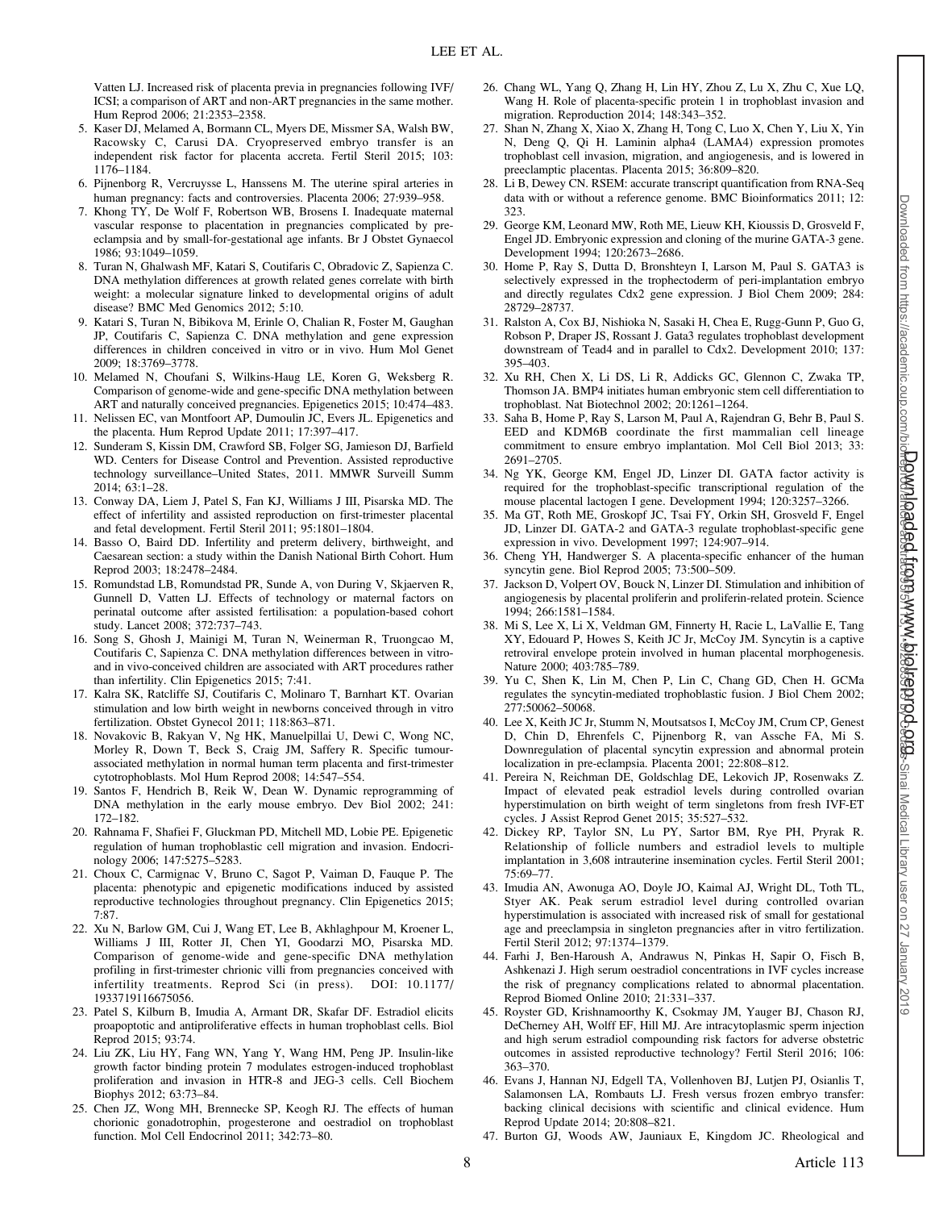Vatten LJ. Increased risk of placenta previa in pregnancies following IVF/ICSI; a comparison of ART and non-ART pregnancies in the same mother. Hum Reprod 2006; 21:2353–2358.

5. Kaser DJ, Melamed A, Bormann CL, Myers DE, Missmer SA, Walsh BW, Racowsky C, Carusi DA. Cryopreserved embryo transfer is an independent risk factor for placenta accreta. Fertil Steril 2015; 103: 1176–1184.
6. Pijnenborg R, Vercruysse L, Hanssens M. The uterine spiral arteries in human pregnancy: facts and controversies. Placenta 2006; 27:939–958.
7. Khong TY, De Wolf F, Robertson WB, Brosens I. Inadequate maternal vascular response to placentation in pregnancies complicated by pre-eclampsia and by small-for-gestational age infants. Br J Obstet Gynaecol 1986; 93:1049–1059.
8. Turan N, Ghalwash MF, Katari S, Coutifaris C, Obradovic Z, Sapienza C. DNA methylation differences at growth related genes correlate with birth weight: a molecular signature linked to developmental origins of adult disease? BMC Med Genomics 2012; 5:10.
9. Katari S, Turan N, Bibikova M, Erinle O, Chalian R, Foster M, Gaughan JP, Coutifaris C, Sapienza C. DNA methylation and gene expression differences in children conceived in vitro or in vivo. Hum Mol Genet 2009; 18:3769–3778.
10. Melamed N, Choufani S, Wilkins-Haug LE, Koren G, Weksberg R. Comparison of genome-wide and gene-specific DNA methylation between ART and naturally conceived pregnancies. Epigenetics 2015; 10:474–483.
11. Nelissen EC, van Montfoort AP, Dumoulin JC, Evers JL. Epigenetics and the placenta. Hum Reprod Update 2011; 17:397–417.
12. Sunderam S, Kissin DM, Crawford SB, Folger SG, Jamieson DJ, Barfield WD. Centers for Disease Control and Prevention. Assisted reproductive technology surveillance–United States, 2011. MMWR Surveill Summ 2014; 63:1–28.
13. Conway DA, Liem J, Patel S, Fan KJ, Williams J III, Pisarska MD. The effect of infertility and assisted reproduction on first-trimester placental and fetal development. Fertil Steril 2011; 95:1801–1804.
14. Basso O, Baird DD. Infertility and preterm delivery, birthweight, and Caesarean section: a study within the Danish National Birth Cohort. Hum Reprod 2003; 18:2478–2484.
15. Romundstad LB, Romundstad PR, Sunde A, von During V, Skjaerven R, Gunnell D, Vatten LJ. Effects of technology or maternal factors on perinatal outcome after assisted fertilisation: a population-based cohort study. Lancet 2008; 372:737–743.
16. Song S, Ghosh J, Mainigi M, Turan N, Weinerman R, Truongcao M, Coutifaris C, Sapienza C. DNA methylation differences between in vitro- and in vivo-conceived children are associated with ART procedures rather than infertility. Clin Epigenetics 2015; 7:41.
17. Kalra SK, Ratcliffe SJ, Coutifaris C, Molinaro T, Barnhart KT. Ovarian stimulation and low birth weight in newborns conceived through in vitro fertilization. Obstet Gynecol 2011; 118:863–871.
18. Novakovic B, Rakyan V, Ng HK, Manuelpillai U, Dewi C, Wong NC, Morley R, Down T, Beck S, Craig JM, Saffery R. Specific tumour-associated methylation in normal human term placenta and first-trimester cytotrophoblasts. Mol Hum Reprod 2008; 14:547–554.
19. Santos F, Hendrich B, Reik W, Dean W. Dynamic reprogramming of DNA methylation in the early mouse embryo. Dev Biol 2002; 241: 172–182.
20. Rahnama F, Shafiei F, Gluckman PD, Mitchell MD, Lobie PE. Epigenetic regulation of human trophoblastic cell migration and invasion. Endocrinology 2006; 147:5275–5283.
21. Choux C, Carmignac V, Bruno C, Sagot P, Vaiman D, Fauque P. The placenta: phenotypic and epigenetic modifications induced by assisted reproductive technologies throughout pregnancy. Clin Epigenetics 2015; 7:87.
22. Xu N, Barlow GM, Cui J, Wang ET, Lee B, Akhlaghpour M, Kroener L, Williams J III, Rotter JI, Chen YI, Goodarzi MO, Pisarska MD. Comparison of genome-wide and gene-specific DNA methylation profiling in first-trimester chorionic villi from pregnancies conceived with infertility treatments. Reprod Sci (in press). DOI: 10.1177/1933719116675056.
23. Patel S, Kilburn B, Imudia A, Armant DR, Skafar DF. Estradiol elicits proapoptotic and antiproliferative effects in human trophoblast cells. Biol Reprod 2015; 93:74.
24. Liu ZK, Liu HY, Fang WN, Yang Y, Wang HM, Peng JP. Insulin-like growth factor binding protein 7 modulates estrogen-induced trophoblast proliferation and invasion in HTR-8 and JEG-3 cells. Cell Biochem Biophys 2012; 63:73–84.
25. Chen JZ, Wong MH, Brennecke SP, Keogh RJ. The effects of human chorionic gonadotrophin, progesterone and oestradiol on trophoblast function. Mol Cell Endocrinol 2011; 342:73–80.
26. Chang WL, Yang Q, Zhang H, Lin HY, Zhou Z, Lu X, Zhu C, Xue LQ, Wang H. Role of placenta-specific protein 1 in trophoblast invasion and migration. Reproduction 2014; 148:343–352.
27. Shan N, Zhang X, Xiao X, Zhang H, Tong C, Luo X, Chen Y, Liu X, Yin N, Deng Q, Qi H. Laminin alpha4 (LAMA4) expression promotes trophoblast cell invasion, migration, and angiogenesis, and is lowered in preeclamptic placentas. Placenta 2015; 36:809–820.
28. Li B, Dewey CN. RSEM: accurate transcript quantification from RNA-Seq data with or without a reference genome. BMC Bioinformatics 2011; 12: 323.
29. George KM, Leonard MW, Roth ME, Lieuw KH, Kioussis D, Grosveld F, Engel JD. Embryonic expression and cloning of the murine GATA-3 gene. Development 1994; 120:2673–2686.
30. Home P, Ray S, Dutta D, Bronshteyn I, Larson M, Paul S. GATA3 is selectively expressed in the trophectoderm of peri-implantation embryo and directly regulates Cdx2 gene expression. J Biol Chem 2009; 284: 28729–28737.
31. Ralston A, Cox BJ, Nishioka N, Sasaki H, Chea E, Rugg-Gunn P, Guo G, Robson P, Draper JS, Rossant J. Gata3 regulates trophoblast development downstream of Tead4 and in parallel to Cdx2. Development 2010; 137: 395–403.
32. Xu RH, Chen X, Li DS, Li R, Addicks GC, Glennon C, Zwaka TP, Thomson JA. BMP4 initiates human embryonic stem cell differentiation to trophoblast. Nat Biotechnol 2002; 20:1261–1264.
33. Saha B, Home P, Ray S, Larson M, Paul A, Rajendran G, Behr B, Paul S. EED and KDM6B coordinate the first mammalian cell lineage commitment to ensure embryo implantation. Mol Cell Biol 2013; 33: 2691–2705.
34. Ng YK, George KM, Engel JD, Linzer DI. GATA factor activity is required for the trophoblast-specific transcriptional regulation of the mouse placental lactogen I gene. Development 1994; 120:3257–3266.
35. Ma GT, Roth ME, Groskopf JC, Tsai FY, Orkin SH, Grosveld F, Engel JD, Linzer DI. GATA-2 and GATA-3 regulate trophoblast-specific gene expression in vivo. Development 1997; 124:907–914.
36. Cheng YH, Handwerger S. A placenta-specific enhancer of the human syncytin gene. Biol Reprod 2005; 73:500–509.
37. Jackson D, Volpert OV, Bouck N, Linzer DI. Stimulation and inhibition of angiogenesis by placental proliferin and proliferin-related protein. Science 1994; 266:1581–1584.
38. Mi S, Lee X, Li X, Veldman GM, Finnerty H, Racie L, LaVallie E, Tang XY, Edouard P, Howes S, Keith JC Jr, McCoy JM. Syncytin is a captive retroviral envelope protein involved in human placental morphogenesis. Nature 2000; 403:785–789.
39. Yu C, Shen K, Lin M, Chen P, Lin C, Chang GD, Chen H. GCMa regulates the syncytin-mediated trophoblastic fusion. J Biol Chem 2002; 277:50062–50068.
40. Lee X, Keith JC Jr, Stumm N, Moutsatsos I, McCoy JM, Crum CP, Genest D, Chin D, Ehrenfels C, Pijnenborg R, van Assche FA, Mi S. Downregulation of placental syncytin expression and abnormal protein localization in pre-eclampsia. Placenta 2001; 22:808–812.
41. Pereira N, Reichman DE, Goldschlag DE, Lekovich JP, Rosenwaks Z. Impact of elevated peak estradiol levels during controlled ovarian hyperstimulation on birth weight of term singletons from fresh IVF-ET cycles. J Assist Reprod Genet 2015; 35:527–532.
42. Dickey RP, Taylor SN, Lu PY, Sartor BM, Rye PH, Pryrak R. Relationship of follicle numbers and estradiol levels to multiple implantation in 3,608 intrauterine insemination cycles. Fertil Steril 2001; 75:69–77.
43. Imudia AN, Awonuga AO, Doyle JO, Kaimal AJ, Wright DL, Toth TL, Styer AK. Peak serum estradiol level during controlled ovarian hyperstimulation is associated with increased risk of small for gestational age and preeclampsia in singleton pregnancies after in vitro fertilization. Fertil Steril 2012; 97:1374–1379.
44. Farhi J, Ben-Haroush A, Andrawus N, Pinkas H, Sapir O, Fisch B, Ashkenazi J. High serum oestradiol concentrations in IVF cycles increase the risk of pregnancy complications related to abnormal placentation. Reprod Biomed Online 2010; 21:331–337.
45. Royster GD, Krishnamoorthy K, Csokmay JM, Yauger BJ, Chason RJ, DeCherney AH, Wolff EF, Hill MJ. Are intracytoplasmic sperm injection and high serum estradiol compounding risk factors for adverse obstetric outcomes in assisted reproductive technology? Fertil Steril 2016; 106: 363–370.
46. Evans J, Hannan NJ, Edgell TA, Vollenhoven BJ, Lutjen PJ, Osianlis T, Salamonsen LA, Rombauts LJ. Fresh versus frozen embryo transfer: backing clinical decisions with scientific and clinical evidence. Hum Reprod Update 2014; 20:808–821.
47. Burton GJ, Woods AW, Jauniaux E, Kingdom JC. Rheological and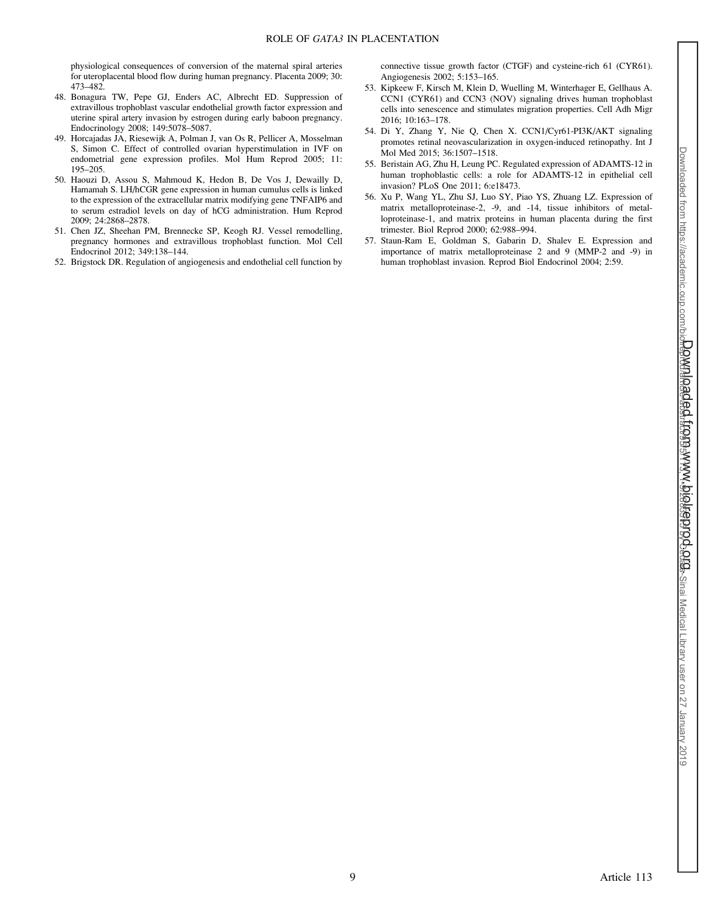physiological consequences of conversion of the maternal spiral arteries for uteroplacental blood flow during human pregnancy. Placenta 2009; 30: 473–482.

48. Bonagura TW, Pepe GJ, Enders AC, Albrecht ED. Suppression of extravillous trophoblast vascular endothelial growth factor expression and uterine spiral artery invasion by estrogen during early baboon pregnancy. Endocrinology 2008; 149:5078–5087.
49. Horcajadas JA, Riesewijk A, Polman J, van Os R, Pellicer A, Mosselman S, Simon C. Effect of controlled ovarian hyperstimulation in IVF on endometrial gene expression profiles. Mol Hum Reprod 2005; 11: 195–205.
50. Haouzi D, Assou S, Mahmoud K, Hedon B, De Vos J, Dewailly D, Hamamah S. LH/hCGR gene expression in human cumulus cells is linked to the expression of the extracellular matrix modifying gene TNFAIP6 and to serum estradiol levels on day of hCG administration. Hum Reprod 2009; 24:2868–2878.
51. Chen JZ, Sheehan PM, Brennecke SP, Keogh RJ. Vessel remodelling, pregnancy hormones and extravillous trophoblast function. Mol Cell Endocrinol 2012; 349:138–144.
52. Brigstock DR. Regulation of angiogenesis and endothelial cell function by connective tissue growth factor (CTGF) and cysteine-rich 61 (CYR61). Angiogenesis 2002; 5:153–165.
53. Kipkeew F, Kirsch M, Klein D, Wuelling M, Winterhager E, Gellhaus A. CCN1 (CYR61) and CCN3 (NOV) signaling drives human trophoblast cells into senescence and stimulates migration properties. Cell Adh Migr 2016; 10:163–178.
54. Di Y, Zhang Y, Nie Q, Chen X. CCN1/Cyr61-PI3K/AKT signaling promotes retinal neovascularization in oxygen-induced retinopathy. Int J Mol Med 2015; 36:1507–1518.
55. Beristain AG, Zhu H, Leung PC. Regulated expression of ADAMTS-12 in human trophoblastic cells: a role for ADAMTS-12 in epithelial cell invasion? PLoS One 2011; 6:e18473.
56. Xu P, Wang YL, Zhu SJ, Luo SY, Piao YS, Zhuang LZ. Expression of matrix metalloproteinase-2, -9, and -14, tissue inhibitors of metalloproteinase-1, and matrix proteins in human placenta during the first trimester. Biol Reprod 2000; 62:988–994.
57. Staun-Ram E, Goldman S, Gabarin D, Shalev E. Expression and importance of matrix metalloproteinase 2 and 9 (MMP-2 and -9) in human trophoblast invasion. Reprod Biol Endocrinol 2004; 2:59.